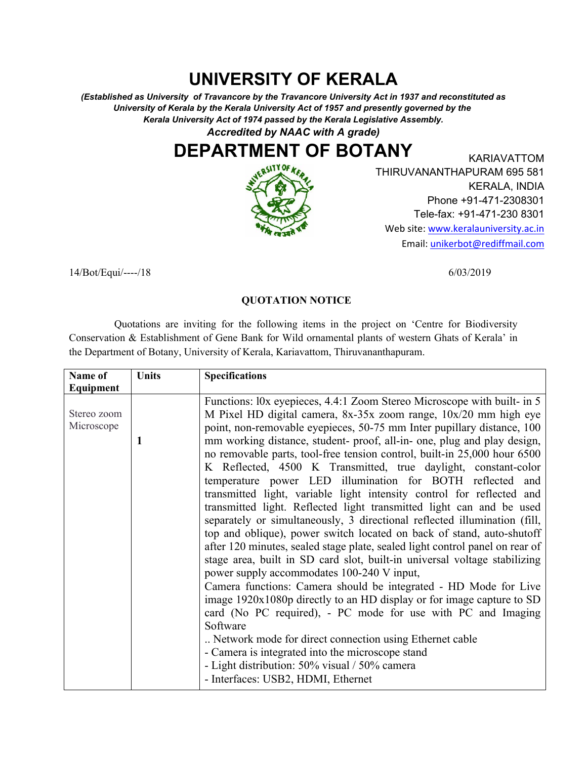# UNIVERSITY OF KERALA

***(Established as University of Travancore by the Travancore University Act in 1937 and reconstituted as University of Kerala by the Kerala University Act of 1957 and presently governed by the Kerala University Act of 1974 passed by the Kerala Legislative Assembly.***

***Accredited by NAAC with A grade)***

# DEPARTMENT OF BOTANY

KARIAVATTOM
THIRUVANANTHAPURAM 695 581
KERALA, INDIA
Phone +91-471-2308301
Tele-fax: +91-471-230 8301
Web site: www.keralauniversity.ac.in
Email: unikerbot@rediffmail.com

14/Bot/Equi/----/18 6/03/2019

**QUOTATION NOTICE**

Quotations are inviting for the following items in the project on 'Centre for Biodiversity Conservation & Establishment of Gene Bank for Wild ornamental plants of western Ghats of Kerala' in the Department of Botany, University of Kerala, Kariavattom, Thiruvananthapuram.

| Name of Equipment | Units | Specifications |
|---|---|---|
| Stereo zoom Microscope | **1** | Functions: l0x eyepieces, 4.4:1 Zoom Stereo Microscope with built- in 5 M Pixel HD digital camera, 8x-35x zoom range, 10x/20 mm high eye point, non-removable eyepieces, 50-75 mm Inter pupillary distance, 100 mm working distance, student- proof, all-in- one, plug and play design, no removable parts, tool-free tension control, built-in 25,000 hour 6500 K Reflected, 4500 K Transmitted, true daylight, constant-color temperature power LED illumination for BOTH reflected and transmitted light, variable light intensity control for reflected and transmitted light. Reflected light transmitted light can and be used separately or simultaneously, 3 directional reflected illumination (fill, top and oblique), power switch located on back of stand, auto-shutoff after 120 minutes, sealed stage plate, sealed light control panel on rear of stage area, built in SD card slot, built-in universal voltage stabilizing power supply accommodates 100-240 V input,<br>Camera functions: Camera should be integrated - HD Mode for Live image 1920x1080p directly to an HD display or for image capture to SD card (No PC required), - PC mode for use with PC and Imaging Software<br>.. Network mode for direct connection using Ethernet cable<br>- Camera is integrated into the microscope stand<br>- Light distribution: 50% visual / 50% camera<br>- Interfaces: USB2, HDMI, Ethernet |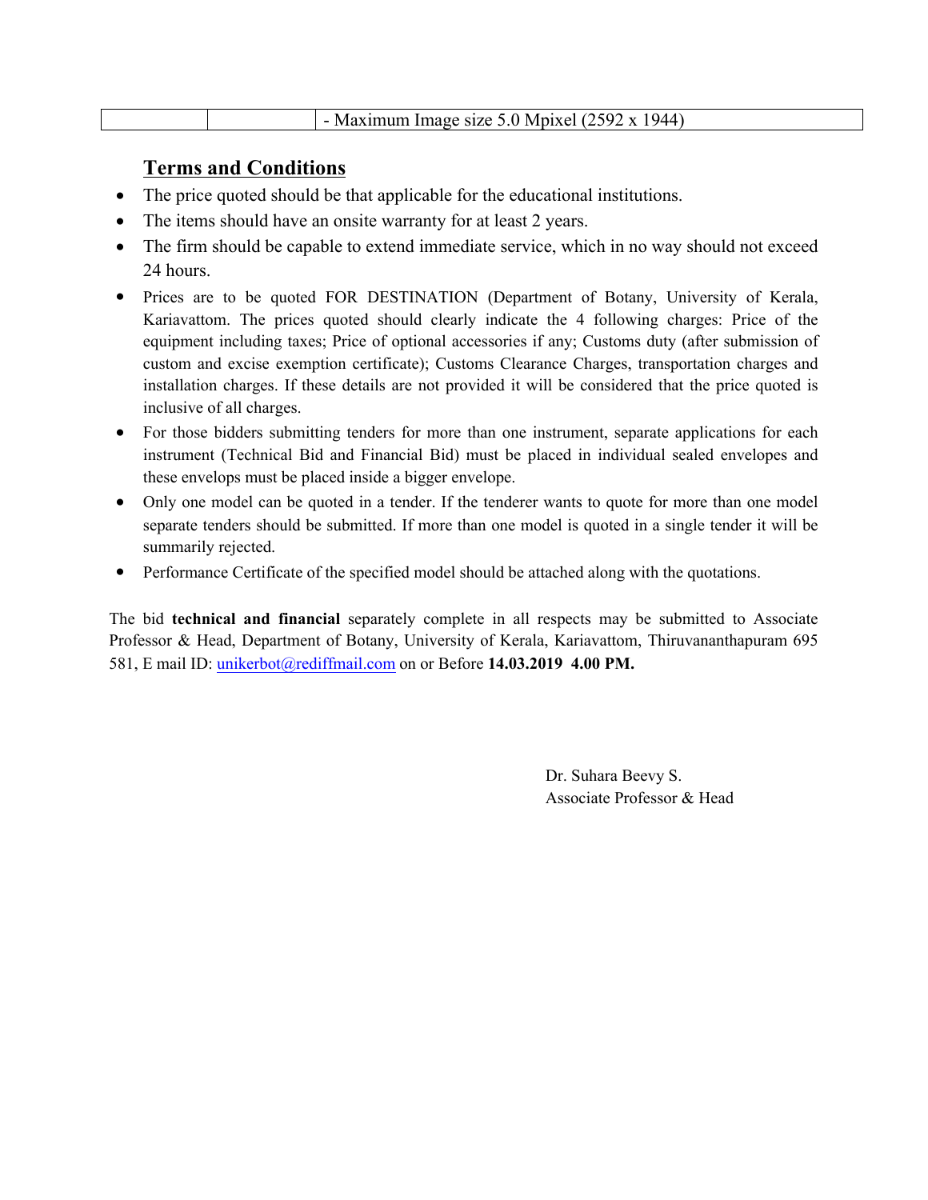| | | |
|---|---|---|
| | | - Maximum Image size 5.0 Mpixel (2592 x 1944) |

## Terms and Conditions

- The price quoted should be that applicable for the educational institutions.
- The items should have an onsite warranty for at least 2 years.
- The firm should be capable to extend immediate service, which in no way should not exceed 24 hours.
- Prices are to be quoted FOR DESTINATION (Department of Botany, University of Kerala, Kariavattom. The prices quoted should clearly indicate the 4 following charges: Price of the equipment including taxes; Price of optional accessories if any; Customs duty (after submission of custom and excise exemption certificate); Customs Clearance Charges, transportation charges and installation charges. If these details are not provided it will be considered that the price quoted is inclusive of all charges.
- For those bidders submitting tenders for more than one instrument, separate applications for each instrument (Technical Bid and Financial Bid) must be placed in individual sealed envelopes and these envelops must be placed inside a bigger envelope.
- Only one model can be quoted in a tender. If the tenderer wants to quote for more than one model separate tenders should be submitted. If more than one model is quoted in a single tender it will be summarily rejected.
- Performance Certificate of the specified model should be attached along with the quotations.

The bid **technical and financial** separately complete in all respects may be submitted to Associate Professor & Head, Department of Botany, University of Kerala, Kariavattom, Thiruvananthapuram 695 581, E mail ID: unikerbot@rediffmail.com on or Before **14.03.2019 4.00 PM.**

Dr. Suhara Beevy S.
Associate Professor & Head